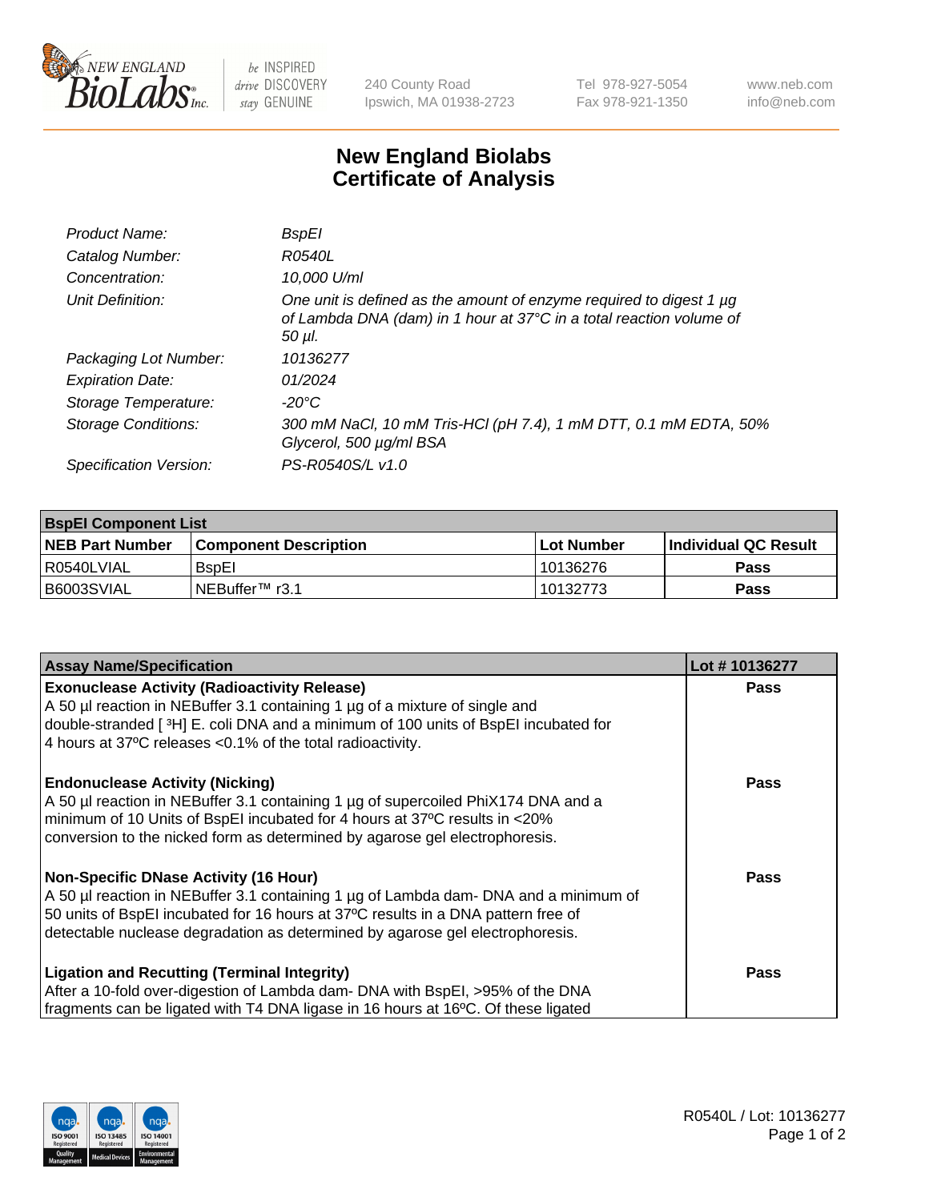240 County Road
Ipswich, MA 01938-2723

Tel 978-927-5054
Fax 978-921-1350

www.neb.com
info@neb.com

# New England Biolabs
# Certificate of Analysis

| | |
|---|---|
| *Product Name:* | *BspEI* |
| *Catalog Number:* | *R0540L* |
| *Concentration:* | *10,000 U/ml* |
| *Unit Definition:* | *One unit is defined as the amount of enzyme required to digest 1 µg of Lambda DNA (dam) in 1 hour at 37°C in a total reaction volume of 50 µl.* |
| *Packaging Lot Number:* | *10136277* |
| *Expiration Date:* | *01/2024* |
| *Storage Temperature:* | *-20°C* |
| *Storage Conditions:* | *300 mM NaCl, 10 mM Tris-HCl (pH 7.4), 1 mM DTT, 0.1 mM EDTA, 50% Glycerol, 500 µg/ml BSA* |
| *Specification Version:* | *PS-R0540S/L v1.0* |

| **BspEI Component List** | | | |
|---|---|---|---|
| **NEB Part Number** | **Component Description** | **Lot Number** | **Individual QC Result** |
| R0540LVIAL | BspEI | 10136276 | **Pass** |
| B6003SVIAL | NEBuffer™ r3.1 | 10132773 | **Pass** |

| **Assay Name/Specification** | **Lot # 10136277** |
|---|---|
| **Exonuclease Activity (Radioactivity Release)**<br>A 50 µl reaction in NEBuffer 3.1 containing 1 µg of a mixture of single and double-stranded [ $^3$H] E. coli DNA and a minimum of 100 units of BspEI incubated for 4 hours at 37ºC releases <0.1% of the total radioactivity. | **Pass** |
| **Endonuclease Activity (Nicking)**<br>A 50 µl reaction in NEBuffer 3.1 containing 1 µg of supercoiled PhiX174 DNA and a minimum of 10 Units of BspEI incubated for 4 hours at 37ºC results in <20% conversion to the nicked form as determined by agarose gel electrophoresis. | **Pass** |
| **Non-Specific DNase Activity (16 Hour)**<br>A 50 µl reaction in NEBuffer 3.1 containing 1 µg of Lambda dam- DNA and a minimum of 50 units of BspEI incubated for 16 hours at 37ºC results in a DNA pattern free of detectable nuclease degradation as determined by agarose gel electrophoresis. | **Pass** |
| **Ligation and Recutting (Terminal Integrity)**<br>After a 10-fold over-digestion of Lambda dam- DNA with BspEI, >95% of the DNA fragments can be ligated with T4 DNA ligase in 16 hours at 16ºC. Of these ligated | **Pass** |

R0540L / Lot: 10136277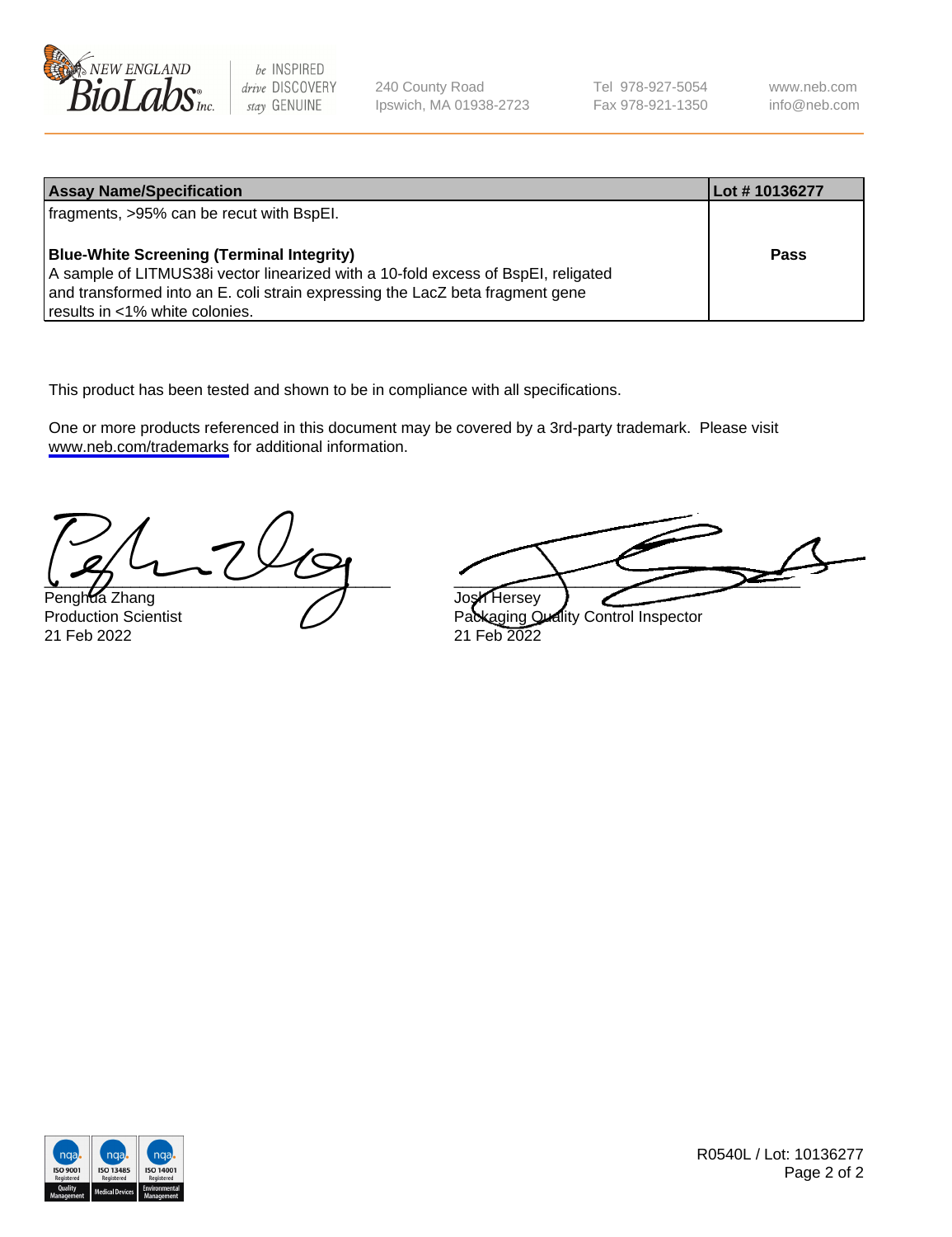| Assay Name/Specification | Lot # 10136277 |
|---|---|
| fragments, >95% can be recut with BspEI. | |
| **Blue-White Screening (Terminal Integrity)**<br>A sample of LITMUS38i vector linearized with a 10-fold excess of BspEI, religated and transformed into an E. coli strain expressing the LacZ beta fragment gene results in <1% white colonies. | **Pass** |

This product has been tested and shown to be in compliance with all specifications.

One or more products referenced in this document may be covered by a 3rd-party trademark. Please visit www.neb.com/trademarks for additional information.

Penghua Zhang
Production Scientist
21 Feb 2022

Josh Hersey
Packaging Quality Control Inspector
21 Feb 2022

R0540L / Lot: 10136277